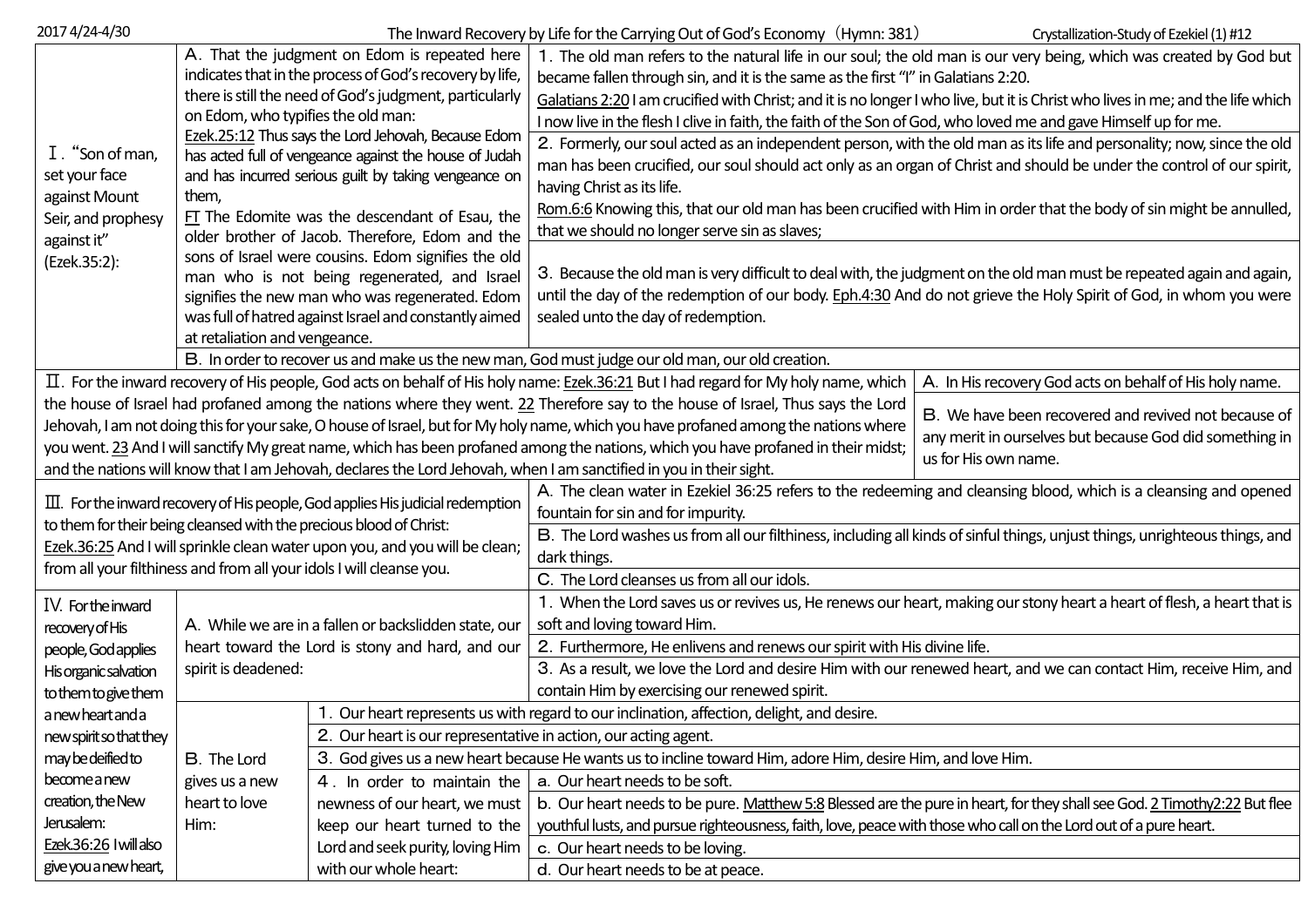2017 4/24-4/30

# The Inward Recovery by Life for the Carrying Out of God's Economy（Hymn: 381）

Crystallization-Study of Ezekiel (1) #12

## Ⅰ. "Son of man, set your face against Mount Seir, and prophesy against it" (Ezek.35:2):

A. That the judgment on Edom is repeated here indicates that in the process of God's recovery by life, there is still the need of God's judgment, particularly on Edom, who typifies the old man:

Ezek.25:12 Thus says the Lord Jehovah, Because Edom has acted full of vengeance against the house of Judah and has incurred serious guilt by taking vengeance on them,

FT The Edomite was the descendant of Esau, the older brother of Jacob. Therefore, Edom and the sons of Israel were cousins. Edom signifies the old man who is not being regenerated, and Israel signifies the new man who was regenerated. Edom was full of hatred against Israel and constantly aimed at retaliation and vengeance.

1. The old man refers to the natural life in our soul; the old man is our very being, which was created by God but became fallen through sin, and it is the same as the first "I" in Galatians 2:20.

   Galatians 2:20 I am crucified with Christ; and it is no longer I who live, but it is Christ who lives in me; and the life which I now live in the flesh I clive in faith, the faith of the Son of God, who loved me and gave Himself up for me.

2. Formerly, our soul acted as an independent person, with the old man as its life and personality; now, since the old man has been crucified, our soul should act only as an organ of Christ and should be under the control of our spirit, having Christ as its life.

   Rom.6:6 Knowing this, that our old man has been crucified with Him in order that the body of sin might be annulled, that we should no longer serve sin as slaves;

3. Because the old man is very difficult to deal with, the judgment on the old man must be repeated again and again, until the day of the redemption of our body. Eph.4:30 And do not grieve the Holy Spirit of God, in whom you were sealed unto the day of redemption.

B. In order to recover us and make us the new man, God must judge our old man, our old creation.

## Ⅱ. For the inward recovery of His people, God acts on behalf of His holy name:

Ezek.36:21 But I had regard for My holy name, which the house of Israel had profaned among the nations where they went. 22 Therefore say to the house of Israel, Thus says the Lord Jehovah, I am not doing this for your sake, O house of Israel, but for My holy name, which you have profaned among the nations where you went. 23 And I will sanctify My great name, which has been profaned among the nations, which you have profaned in their midst; and the nations will know that I am Jehovah, declares the Lord Jehovah, when I am sanctified in you in their sight.

A. In His recovery God acts on behalf of His holy name.

B. We have been recovered and revived not because of any merit in ourselves but because God did something in us for His own name.

## Ⅲ. For the inward recovery of His people, God applies His judicial redemption to them for their being cleansed with the precious blood of Christ:

Ezek.36:25 And I will sprinkle clean water upon you, and you will be clean; from all your filthiness and from all your idols I will cleanse you.

A. The clean water in Ezekiel 36:25 refers to the redeeming and cleansing blood, which is a cleansing and opened fountain for sin and for impurity.

B. The Lord washes us from all our filthiness, including all kinds of sinful things, unjust things, unrighteous things, and dark things.

C. The Lord cleanses us from all our idols.

## Ⅳ. For the inward recovery of His people, God applies His organic salvation to them to give them a new heart and a new spirit so that they may be deified to become a new creation, the New Jerusalem:

Ezek.36:26 I will also give you a new heart,

A. While we are in a fallen or backslidden state, our heart toward the Lord is stony and hard, and our spirit is deadened:

1. When the Lord saves us or revives us, He renews our heart, making our stony heart a heart of flesh, a heart that is soft and loving toward Him.
2. Furthermore, He enlivens and renews our spirit with His divine life.
3. As a result, we love the Lord and desire Him with our renewed heart, and we can contact Him, receive Him, and contain Him by exercising our renewed spirit.

B. The Lord gives us a new heart to love Him:

1. Our heart represents us with regard to our inclination, affection, delight, and desire.
2. Our heart is our representative in action, our acting agent.
3. God gives us a new heart because He wants us to incline toward Him, adore Him, desire Him, and love Him.
4. In order to maintain the newness of our heart, we must keep our heart turned to the Lord and seek purity, loving Him with our whole heart:
   - a. Our heart needs to be soft.
   - b. Our heart needs to be pure. Matthew 5:8 Blessed are the pure in heart, for they shall see God. 2 Timothy2:22 But flee youthful lusts, and pursue righteousness, faith, love, peace with those who call on the Lord out of a pure heart.
   - c. Our heart needs to be loving.
   - d. Our heart needs to be at peace.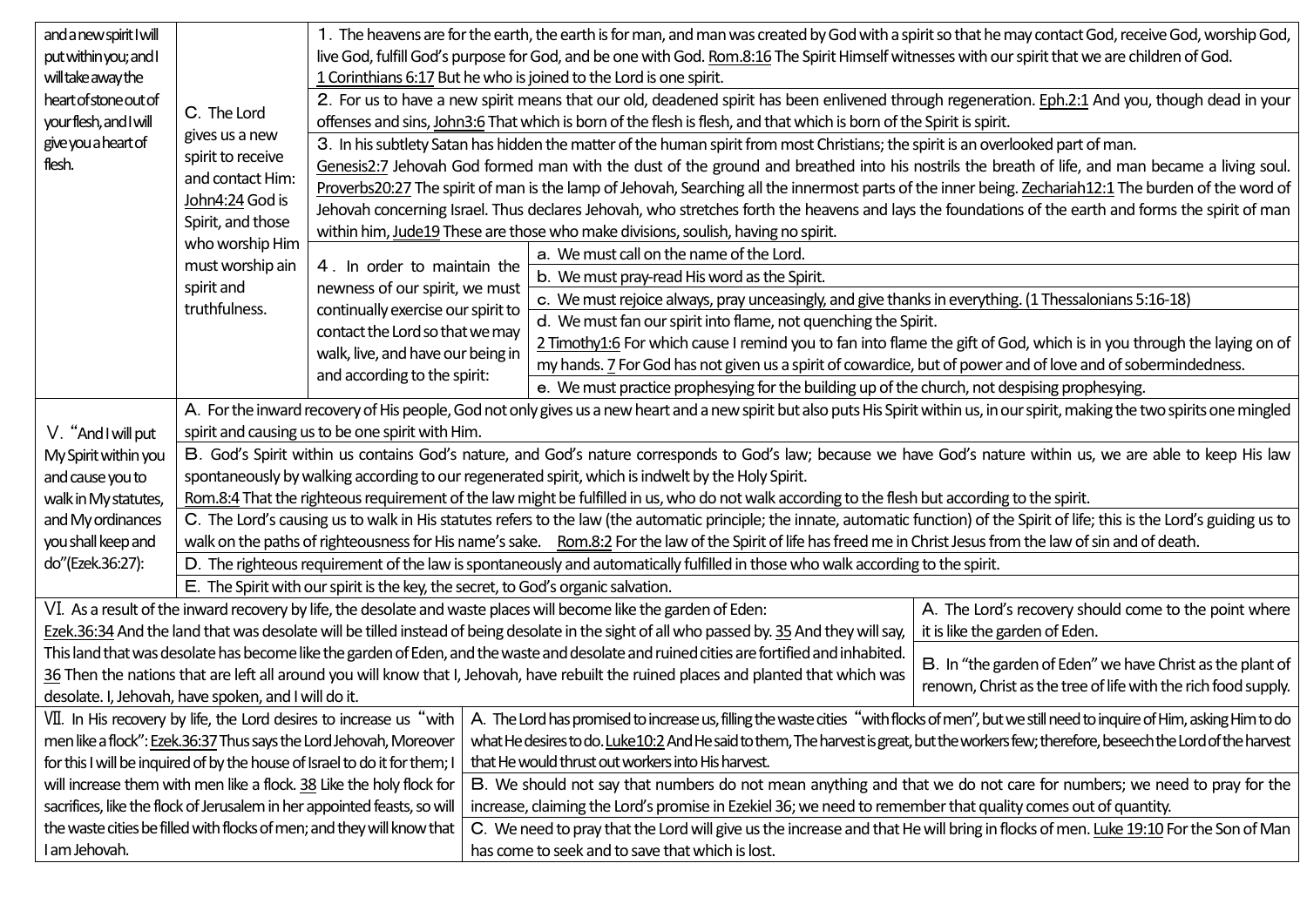| | | | |
|---|---|---|---|
| and a new spirit I will put within you; and I will take away the heart of stone out of your flesh, and I will give you a heart of flesh. | C. The Lord gives us a new spirit to receive and contact Him: John4:24 God is Spirit, and those who worship Him must worship ain spirit and truthfulness. | 1. The heavens are for the earth, the earth is for man, and man was created by God with a spirit so that he may contact God, receive God, worship God, live God, fulfill God's purpose for God, and be one with God. Rom.8:16 The Spirit Himself witnesses with our spirit that we are children of God. 1 Corinthians 6:17 But he who is joined to the Lord is one spirit. | |
| | | 2. For us to have a new spirit means that our old, deadened spirit has been enlivened through regeneration. Eph.2:1 And you, though dead in your offenses and sins, John3:6 That which is born of the flesh is flesh, and that which is born of the Spirit is spirit. | |
| | | 3. In his subtlety Satan has hidden the matter of the human spirit from most Christians; the spirit is an overlooked part of man. Genesis2:7 Jehovah God formed man with the dust of the ground and breathed into his nostrils the breath of life, and man became a living soul. Proverbs20:27 The spirit of man is the lamp of Jehovah, Searching all the innermost parts of the inner being. Zechariah12:1 The burden of the word of Jehovah concerning Israel. Thus declares Jehovah, who stretches forth the heavens and lays the foundations of the earth and forms the spirit of man within him, Jude19 These are those who make divisions, soulish, having no spirit. | |
| | | 4. In order to maintain the newness of our spirit, we must continually exercise our spirit to contact the Lord so that we may walk, live, and have our being in and according to the spirit: | a. We must call on the name of the Lord. |
| | | | b. We must pray-read His word as the Spirit. |
| | | | c. We must rejoice always, pray unceasingly, and give thanks in everything. (1 Thessalonians 5:16-18) |
| | | | d. We must fan our spirit into flame, not quenching the Spirit. 2 Timothy1:6 For which cause I remind you to fan into flame the gift of God, which is in you through the laying on of my hands. 7 For God has not given us a spirit of cowardice, but of power and of love and of sobermindedness. |
| | | | e. We must practice prophesying for the building up of the church, not despising prophesying. |
| V. "And I will put My Spirit within you and cause you to walk in My statutes, and My ordinances you shall keep and do"(Ezek.36:27): | A. For the inward recovery of His people, God not only gives us a new heart and a new spirit but also puts His Spirit within us, in our spirit, making the two spirits one mingled spirit and causing us to be one spirit with Him. | | |
| | B. God's Spirit within us contains God's nature, and God's nature corresponds to God's law; because we have God's nature within us, we are able to keep His law spontaneously by walking according to our regenerated spirit, which is indwelt by the Holy Spirit. Rom.8:4 That the righteous requirement of the law might be fulfilled in us, who do not walk according to the flesh but according to the spirit. | | |
| | C. The Lord's causing us to walk in His statutes refers to the law (the automatic principle; the innate, automatic function) of the Spirit of life; this is the Lord's guiding us to walk on the paths of righteousness for His name's sake. Rom.8:2 For the law of the Spirit of life has freed me in Christ Jesus from the law of sin and of death. | | |
| | D. The righteous requirement of the law is spontaneously and automatically fulfilled in those who walk according to the spirit. | | |
| | E. The Spirit with our spirit is the key, the secret, to God's organic salvation. | | |
| VI. As a result of the inward recovery by life, the desolate and waste places will become like the garden of Eden: Ezek.36:34 And the land that was desolate will be tilled instead of being desolate in the sight of all who passed by. 35 And they will say, This land that was desolate has become like the garden of Eden, and the waste and desolate and ruined cities are fortified and inhabited. 36 Then the nations that are left all around you will know that I, Jehovah, have rebuilt the ruined places and planted that which was desolate. I, Jehovah, have spoken, and I will do it. | | | A. The Lord's recovery should come to the point where it is like the garden of Eden. |
| | | | B. In "the garden of Eden" we have Christ as the plant of renown, Christ as the tree of life with the rich food supply. |
| VII. In His recovery by life, the Lord desires to increase us "with men like a flock": Ezek.36:37 Thus says the Lord Jehovah, Moreover for this I will be inquired of by the house of Israel to do it for them; I will increase them with men like a flock. 38 Like the holy flock for sacrifices, like the flock of Jerusalem in her appointed feasts, so will the waste cities be filled with flocks of men; and they will know that I am Jehovah. | | A. The Lord has promised to increase us, filling the waste cities "with flocks of men", but we still need to inquire of Him, asking Him to do what He desires to do. Luke10:2 And He said to them, The harvest is great, but the workers few; therefore, beseech the Lord of the harvest that He would thrust out workers into His harvest. | |
| | | B. We should not say that numbers do not mean anything and that we do not care for numbers; we need to pray for the increase, claiming the Lord's promise in Ezekiel 36; we need to remember that quality comes out of quantity. | |
| | | C. We need to pray that the Lord will give us the increase and that He will bring in flocks of men. Luke 19:10 For the Son of Man has come to seek and to save that which is lost. | |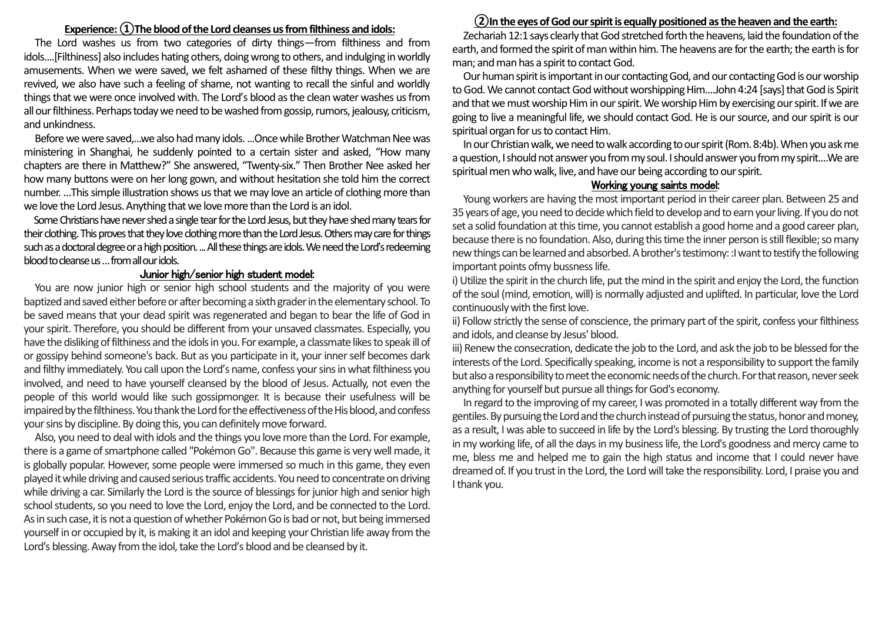### Experience: ①The blood of the Lord cleanses us from filthiness and idols:

The Lord washes us from two categories of dirty things—from filthiness and from idols....[Filthiness] also includes hating others, doing wrong to others, and indulging in worldly amusements. When we were saved, we felt ashamed of these filthy things. When we are revived, we also have such a feeling of shame, not wanting to recall the sinful and worldly things that we were once involved with. The Lord's blood as the clean water washes us from all our filthiness. Perhaps today we need to be washed from gossip, rumors, jealousy, criticism, and unkindness.

Before we were saved,...we also had many idols. ...Once while Brother Watchman Nee was ministering in Shanghai, he suddenly pointed to a certain sister and asked, "How many chapters are there in Matthew?" She answered, "Twenty-six." Then Brother Nee asked her how many buttons were on her long gown, and without hesitation she told him the correct number. ...This simple illustration shows us that we may love an article of clothing more than we love the Lord Jesus. Anything that we love more than the Lord is an idol.

Some Christians have never shed a single tear for the Lord Jesus, but they have shed many tears for their clothing. This proves that they love clothing more than the Lord Jesus. Others may care for things such as a doctoral degree or a high position. ... All these things are idols. We need the Lord's redeeming blood to cleanse us ... from all our idols.

#### Junior high/senior high student model:

You are now junior high or senior high school students and the majority of you were baptized and saved either before or after becoming a sixth grader in the elementary school. To be saved means that your dead spirit was regenerated and began to bear the life of God in your spirit. Therefore, you should be different from your unsaved classmates. Especially, you have the disliking of filthiness and the idols in you. For example, a classmate likes to speak ill of or gossipy behind someone's back. But as you participate in it, your inner self becomes dark and filthy immediately. You call upon the Lord's name, confess your sins in what filthiness you involved, and need to have yourself cleansed by the blood of Jesus. Actually, not even the people of this world would like such gossipmonger. It is because their usefulness will be impaired by the filthiness. You thank the Lord for the effectiveness of the His blood, and confess your sins by discipline. By doing this, you can definitely move forward.

Also, you need to deal with idols and the things you love more than the Lord. For example, there is a game of smartphone called "Pokémon Go". Because this game is very well made, it is globally popular. However, some people were immersed so much in this game, they even played it while driving and caused serious traffic accidents. You need to concentrate on driving while driving a car. Similarly the Lord is the source of blessings for junior high and senior high school students, so you need to love the Lord, enjoy the Lord, and be connected to the Lord. As in such case, it is not a question of whether Pokémon Go is bad or not, but being immersed yourself in or occupied by it, is making it an idol and keeping your Christian life away from the Lord's blessing. Away from the idol, take the Lord's blood and be cleansed by it.

### ②In the eyes of God our spirit is equally positioned as the heaven and the earth:

Zechariah 12:1 says clearly that God stretched forth the heavens, laid the foundation of the earth, and formed the spirit of man within him. The heavens are for the earth; the earth is for man; and man has a spirit to contact God.

Our human spirit is important in our contacting God, and our contacting God is our worship to God. We cannot contact God without worshipping Him....John 4:24 [says] that God is Spirit and that we must worship Him in our spirit. We worship Him by exercising our spirit. If we are going to live a meaningful life, we should contact God. He is our source, and our spirit is our spiritual organ for us to contact Him.

In our Christian walk, we need to walk according to our spirit (Rom. 8:4b). When you ask me a question, I should not answer you from my soul. I should answer you from my spirit....We are spiritual men who walk, live, and have our being according to our spirit.

#### Working young saints model:

Young workers are having the most important period in their career plan. Between 25 and 35 years of age, you need to decide which field to develop and to earn your living. If you do not set a solid foundation at this time, you cannot establish a good home and a good career plan, because there is no foundation. Also, during this time the inner person is still flexible; so many new things can be learned and absorbed. A brother's testimony: :I want to testify the following important points ofmy bussness life.

i) Utilize the spirit in the church life, put the mind in the spirit and enjoy the Lord, the function of the soul (mind, emotion, will) is normally adjusted and uplifted. In particular, love the Lord continuously with the first love.

ii) Follow strictly the sense of conscience, the primary part of the spirit, confess your filthiness and idols, and cleanse by Jesus' blood.

iii) Renew the consecration, dedicate the job to the Lord, and ask the job to be blessed for the interests of the Lord. Specifically speaking, income is not a responsibility to support the family but also a responsibility to meet the economic needs of the church. For that reason, never seek anything for yourself but pursue all things for God's economy.

In regard to the improving of my career, I was promoted in a totally different way from the gentiles. By pursuing the Lord and the church instead of pursuing the status, honor and money, as a result, I was able to succeed in life by the Lord's blessing. By trusting the Lord thoroughly in my working life, of all the days in my business life, the Lord's goodness and mercy came to me, bless me and helped me to gain the high status and income that I could never have dreamed of. If you trust in the Lord, the Lord will take the responsibility. Lord, I praise you and I thank you.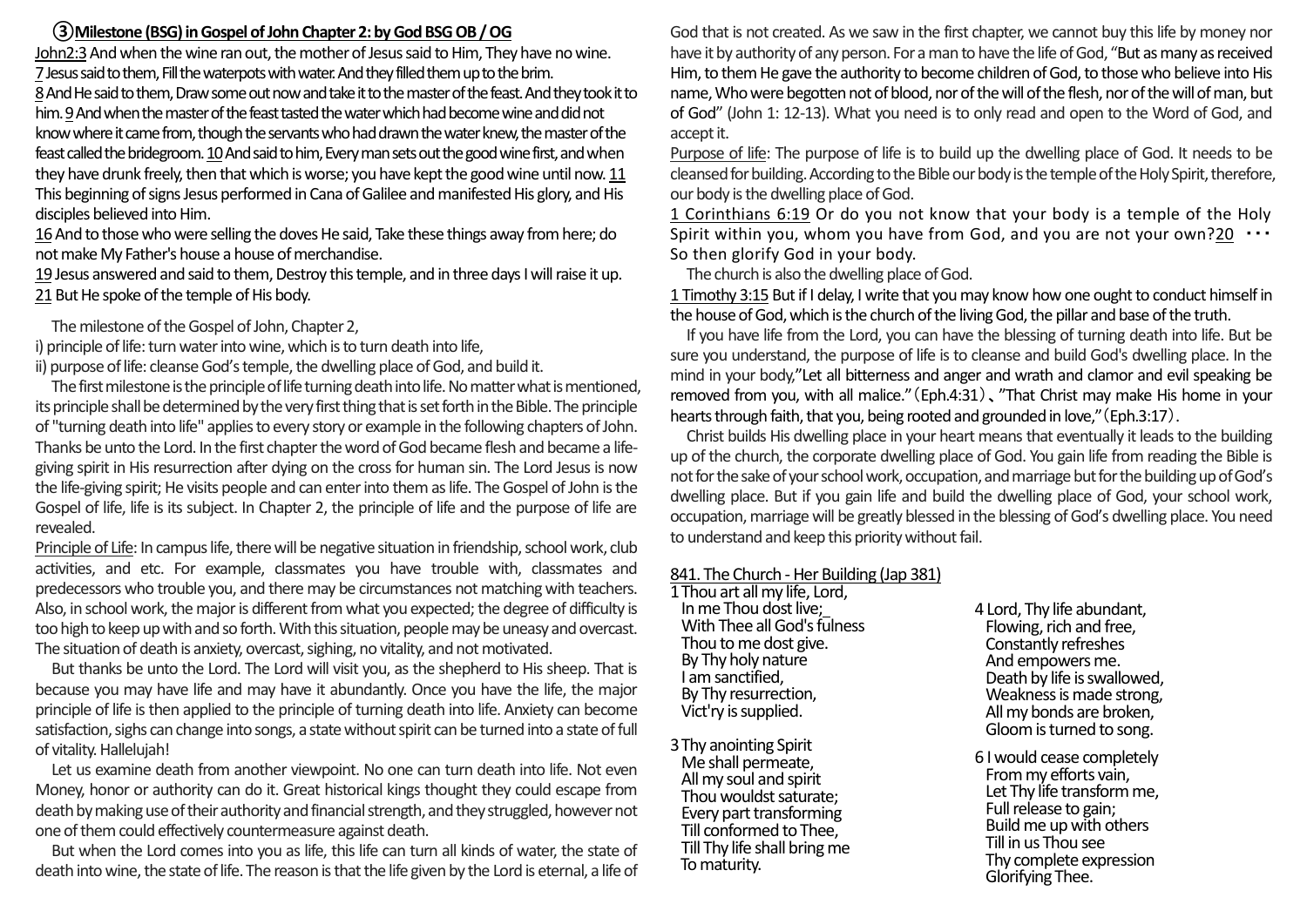## ③Milestone (BSG) in Gospel of John Chapter 2: by God BSG OB / OG

John2:3 And when the wine ran out, the mother of Jesus said to Him, They have no wine. 7 Jesus said to them, Fill the waterpots with water. And they filled them up to the brim. 8 And He said to them, Draw some out now and take it to the master of the feast. And they took it to him. 9 And when the master of the feast tasted the water which had become wine and did not know where it came from, though the servants who had drawn the water knew, the master of the feast called the bridegroom. 10 And said to him, Every man sets out the good wine first, and when they have drunk freely, then that which is worse; you have kept the good wine until now. 11 This beginning of signs Jesus performed in Cana of Galilee and manifested His glory, and His disciples believed into Him.

16 And to those who were selling the doves He said, Take these things away from here; do not make My Father's house a house of merchandise.

19 Jesus answered and said to them, Destroy this temple, and in three days I will raise it up. 21 But He spoke of the temple of His body.

The milestone of the Gospel of John, Chapter 2,

i) principle of life: turn water into wine, which is to turn death into life,

ii) purpose of life: cleanse God's temple, the dwelling place of God, and build it.

The first milestone is the principle of life turning death into life. No matter what is mentioned, its principle shall be determined by the very first thing that is set forth in the Bible. The principle of "turning death into life" applies to every story or example in the following chapters of John. Thanks be unto the Lord. In the first chapter the word of God became flesh and became a life-giving spirit in His resurrection after dying on the cross for human sin. The Lord Jesus is now the life-giving spirit; He visits people and can enter into them as life. The Gospel of John is the Gospel of life, life is its subject. In Chapter 2, the principle of life and the purpose of life are revealed.

Principle of Life: In campus life, there will be negative situation in friendship, school work, club activities, and etc. For example, classmates you have trouble with, classmates and predecessors who trouble you, and there may be circumstances not matching with teachers. Also, in school work, the major is different from what you expected; the degree of difficulty is too high to keep up with and so forth. With this situation, people may be uneasy and overcast. The situation of death is anxiety, overcast, sighing, no vitality, and not motivated.

But thanks be unto the Lord. The Lord will visit you, as the shepherd to His sheep. That is because you may have life and may have it abundantly. Once you have the life, the major principle of life is then applied to the principle of turning death into life. Anxiety can become satisfaction, sighs can change into songs, a state without spirit can be turned into a state of full of vitality. Hallelujah!

Let us examine death from another viewpoint. No one can turn death into life. Not even Money, honor or authority can do it. Great historical kings thought they could escape from death by making use of their authority and financial strength, and they struggled, however not one of them could effectively countermeasure against death.

But when the Lord comes into you as life, this life can turn all kinds of water, the state of death into wine, the state of life. The reason is that the life given by the Lord is eternal, a life of God that is not created. As we saw in the first chapter, we cannot buy this life by money nor have it by authority of any person. For a man to have the life of God, "But as many as received Him, to them He gave the authority to become children of God, to those who believe into His name, Who were begotten not of blood, nor of the will of the flesh, nor of the will of man, but of God" (John 1: 12-13). What you need is to only read and open to the Word of God, and accept it.

Purpose of life: The purpose of life is to build up the dwelling place of God. It needs to be cleansed for building. According to the Bible our body is the temple of the Holy Spirit, therefore, our body is the dwelling place of God.

1 Corinthians 6:19 Or do you not know that your body is a temple of the Holy Spirit within you, whom you have from God, and you are not your own? 20 ・・・ So then glorify God in your body.

The church is also the dwelling place of God.

1 Timothy 3:15 But if I delay, I write that you may know how one ought to conduct himself in the house of God, which is the church of the living God, the pillar and base of the truth.

If you have life from the Lord, you can have the blessing of turning death into life. But be sure you understand, the purpose of life is to cleanse and build God's dwelling place. In the mind in your body,"Let all bitterness and anger and wrath and clamor and evil speaking be removed from you, with all malice."（Eph.4:31）、"That Christ may make His home in your hearts through faith, that you, being rooted and grounded in love,"（Eph.3:17）.

Christ builds His dwelling place in your heart means that eventually it leads to the building up of the church, the corporate dwelling place of God. You gain life from reading the Bible is not for the sake of your school work, occupation, and marriage but for the building up of God's dwelling place. But if you gain life and build the dwelling place of God, your school work, occupation, marriage will be greatly blessed in the blessing of God's dwelling place. You need to understand and keep this priority without fail.

### 841. The Church - Her Building (Jap 381)

1 Thou art all my life, Lord,
In me Thou dost live;
With Thee all God's fulness
Thou to me dost give.
By Thy holy nature
I am sanctified,
By Thy resurrection,
Vict'ry is supplied.

3 Thy anointing Spirit
Me shall permeate,
All my soul and spirit
Thou wouldst saturate;
Every part transforming
Till conformed to Thee,
Till Thy life shall bring me
To maturity.

4 Lord, Thy life abundant,
Flowing, rich and free,
Constantly refreshes
And empowers me.
Death by life is swallowed,
Weakness is made strong,
All my bonds are broken,
Gloom is turned to song.

6 I would cease completely
From my efforts vain,
Let Thy life transform me,
Full release to gain;
Build me up with others
Till in us Thou see
Thy complete expression
Glorifying Thee.